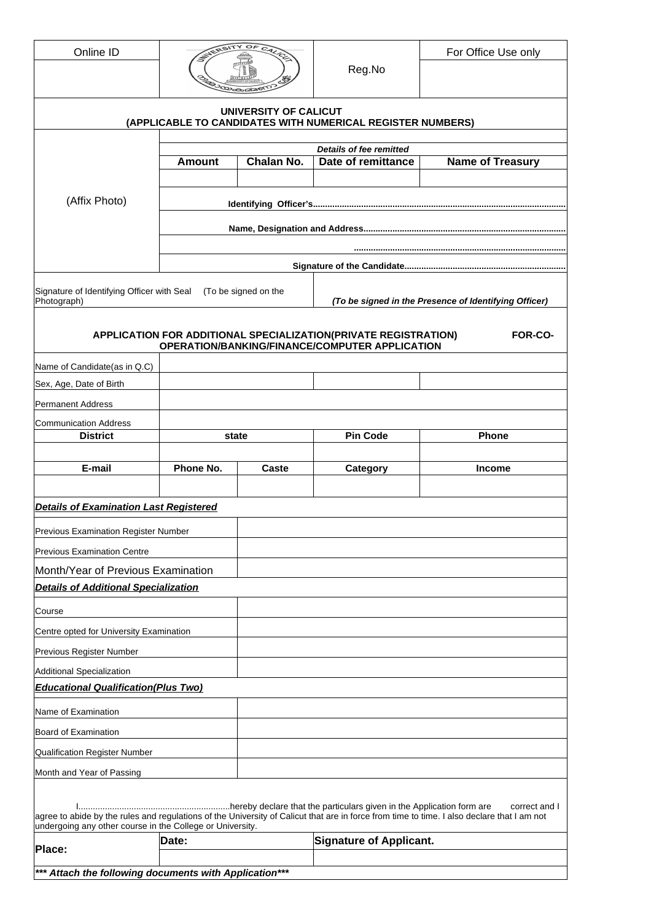| Online ID | | Reg.No | For Office Use only |
|---|---|---|---|
| | | | |

**UNIVERSITY OF CALICUT**
**(APPLICABLE TO CANDIDATES WITH NUMERICAL REGISTER NUMBERS)**

| (Affix Photo) | *Details of fee remitted* | | | |
|---|---|---|---|---|
| | **Amount** | **Chalan No.** | **Date of remittance** | **Name of Treasury** |
| | | | | |
| | **Identifying Officer's.......................................................................................................** | | | |
| | **Name, Designation and Address...................................................................................** | | | |
| | **.......................................................................................** | | | |
| | **Signature of the Candidate..................................................................** | | | |

Signature of Identifying Officer with Seal (To be signed on the Photograph)

*(To be signed in the Presence of Identifying Officer)*

**APPLICATION FOR ADDITIONAL SPECIALIZATION(PRIVATE REGISTRATION) FOR-CO-OPERATION/BANKING/FINANCE/COMPUTER APPLICATION**

| Name of Candidate(as in Q.C) | | | | |
|---|---|---|---|---|
| Sex, Age, Date of Birth | | | | |
| Permanent Address | | | | |
| Communication Address | | | | |
| **District** | **state** | | **Pin Code** | **Phone** |
| | | | | |
| **E-mail** | **Phone No.** | **Caste** | **Category** | **Income** |
| | | | | |

***Details of Examination Last Registered***

| Previous Examination Register Number | |
|---|---|
| Previous Examination Centre | |
| Month/Year of Previous Examination | |

***Details of Additional Specialization***

| Course | |
|---|---|
| Centre opted for University Examination | |
| Previous Register Number | |
| Additional Specialization | |

***Educational Qualification(Plus Two)***

| Name of Examination | |
|---|---|
| Board of Examination | |
| Qualification Register Number | |
| Month and Year of Passing | |

I...............................................................hereby declare that the particulars given in the Application form are correct and I agree to abide by the rules and regulations of the University of Calicut that are in force from time to time. I also declare that I am not undergoing any other course in the College or University.

| **Place:** | **Date:** | **Signature of Applicant.** |
|---|---|---|
| | | |

***\*\*\* Attach the following documents with Application\*\*\****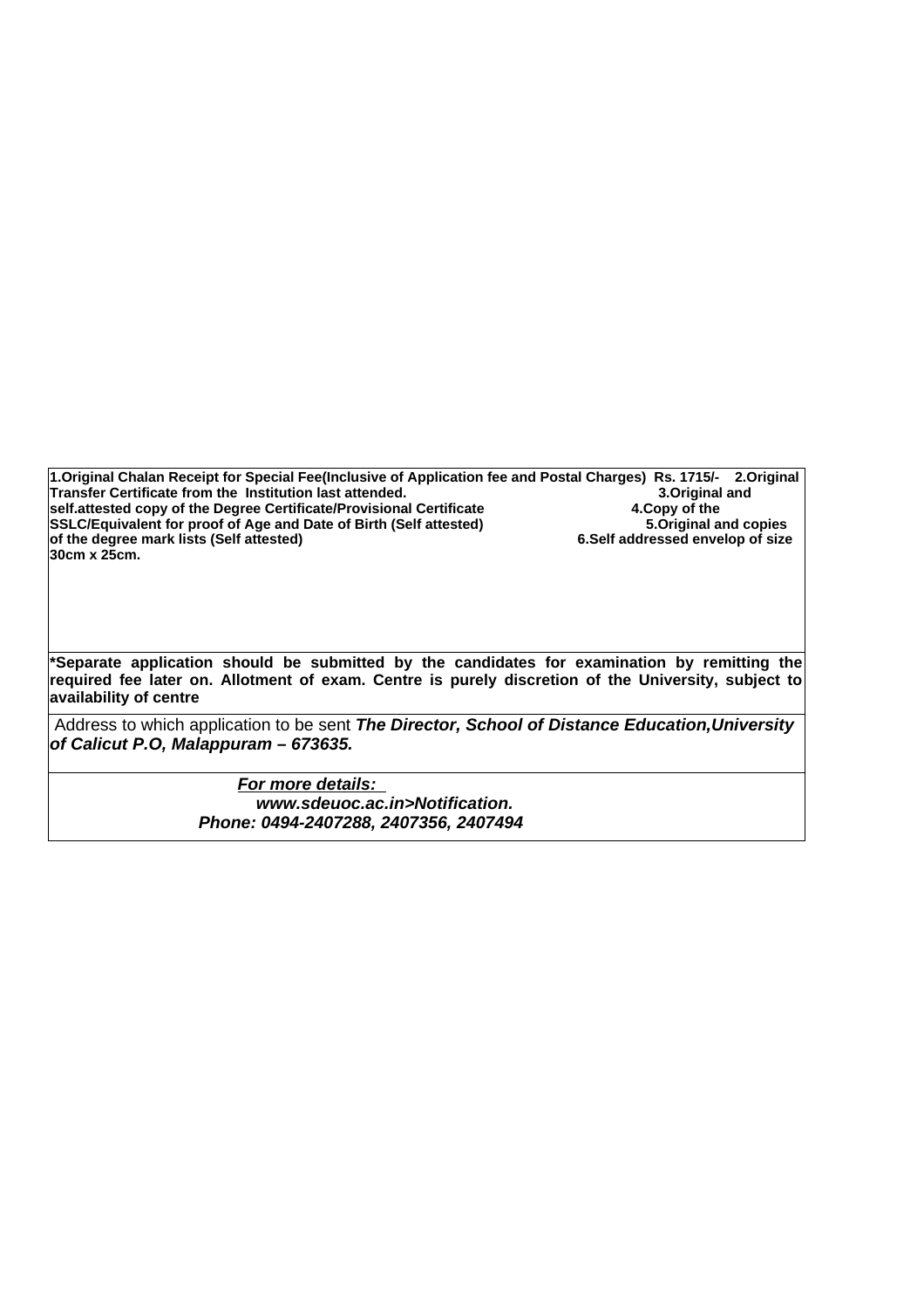**1.Original Chalan Receipt for Special Fee(Inclusive of Application fee and Postal Charges) Rs. 1715/- 2.Original Transfer Certificate from the Institution last attended. 3.Original and self.attested copy of the Degree Certificate/Provisional Certificate 4.Copy of the SSLC/Equivalent for proof of Age and Date of Birth (Self attested) 5.Original and copies of the degree mark lists (Self attested) 6.Self addressed envelop of size 30cm x 25cm.**

**\*Separate application should be submitted by the candidates for examination by remitting the required fee later on. Allotment of exam. Centre is purely discretion of the University, subject to availability of centre**

Address to which application to be sent ***The Director, School of Distance Education,University of Calicut P.O, Malappuram – 673635.***

***For more details:***

***www.sdeuoc.ac.in>Notification.***

***Phone: 0494-2407288, 2407356, 2407494***